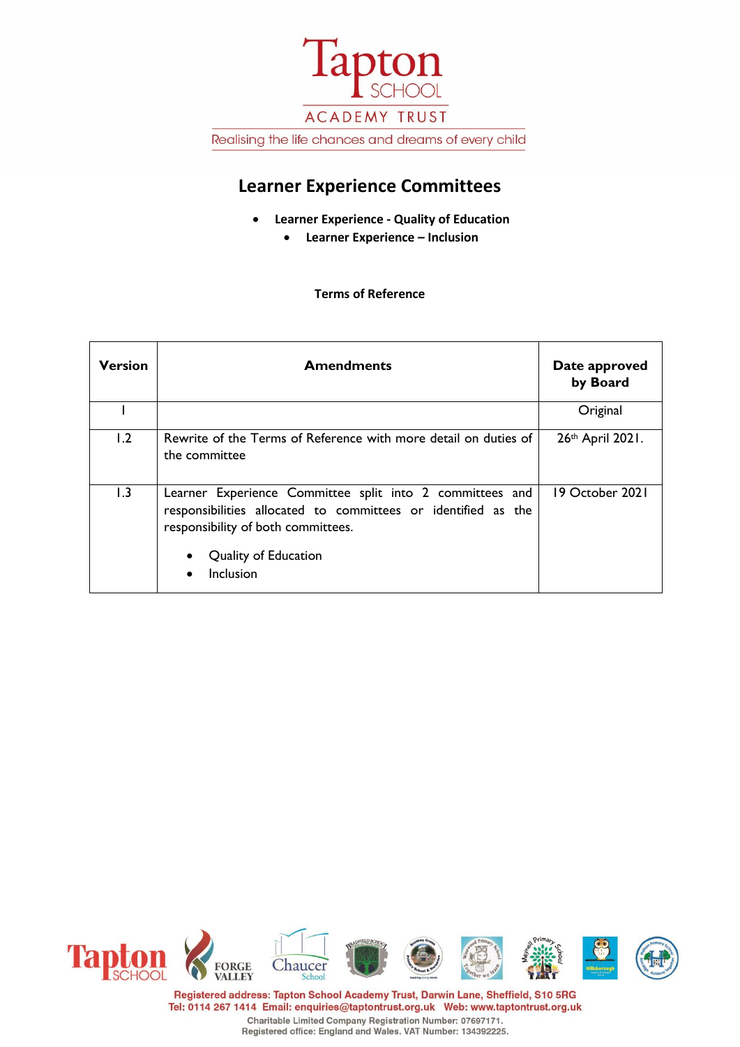Tapton SCHOOL

ACADEMY TRUST

Realising the life chances and dreams of every child

# Learner Experience Committees

- **Learner Experience - Quality of Education**
  - **Learner Experience – Inclusion**

**Terms of Reference**

| Version | Amendments | Date approved by Board |
|---|---|---|
| 1 | | Original |
| 1.2 | Rewrite of the Terms of Reference with more detail on duties of the committee | 26th April 2021. |
| 1.3 | Learner Experience Committee split into 2 committees and responsibilities allocated to committees or identified as the responsibility of both committees.<br>• Quality of Education<br>• Inclusion | 19 October 2021 |

Registered address: Tapton School Academy Trust, Darwin Lane, Sheffield, S10 5RG
Tel: 0114 267 1414 Email: enquiries@taptontrust.org.uk Web: www.taptontrust.org.uk
Charitable Limited Company Registration Number: 07697171.
Registered office: England and Wales. VAT Number: 134392225.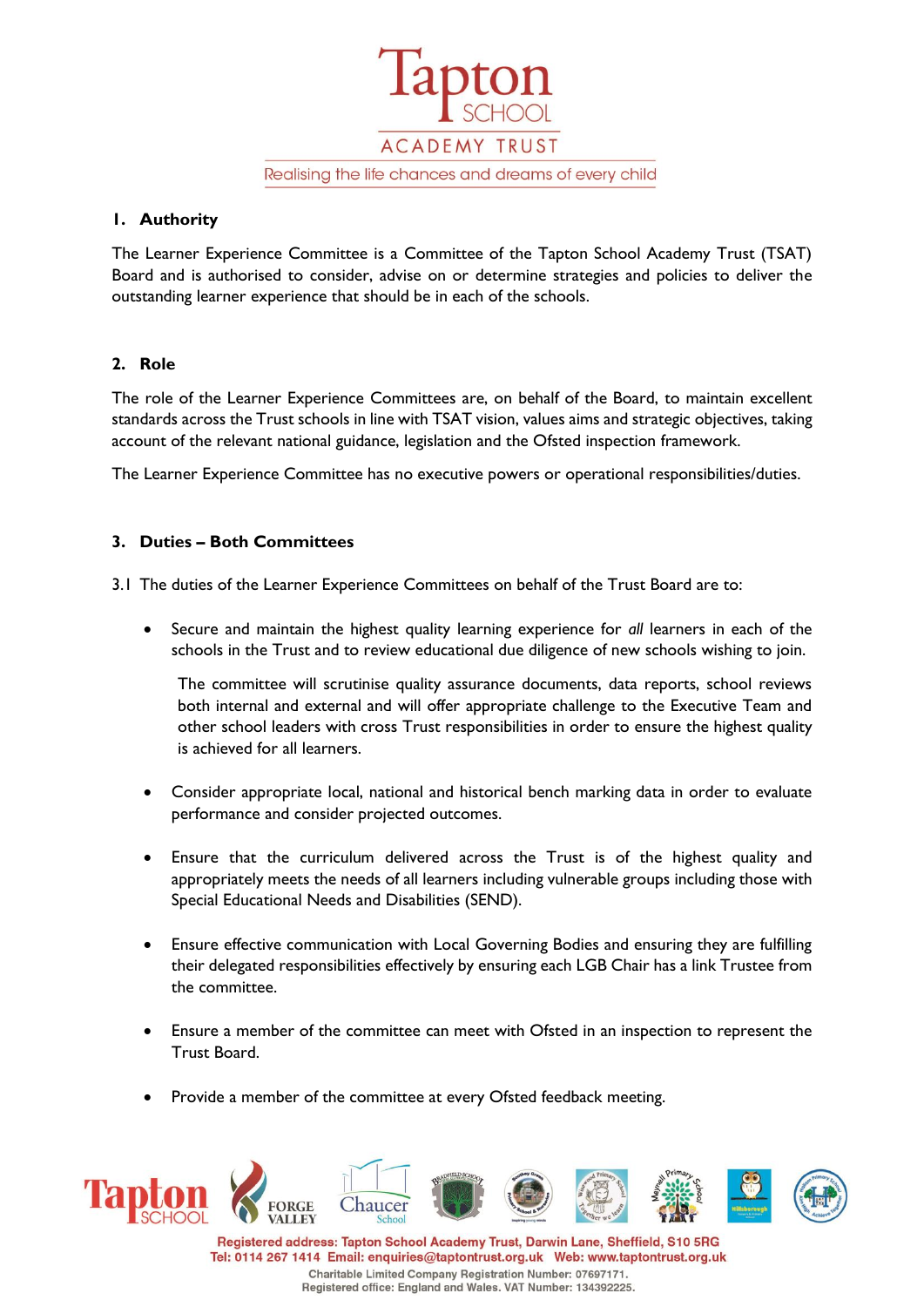## 1. Authority

The Learner Experience Committee is a Committee of the Tapton School Academy Trust (TSAT) Board and is authorised to consider, advise on or determine strategies and policies to deliver the outstanding learner experience that should be in each of the schools.

## 2. Role

The role of the Learner Experience Committees are, on behalf of the Board, to maintain excellent standards across the Trust schools in line with TSAT vision, values aims and strategic objectives, taking account of the relevant national guidance, legislation and the Ofsted inspection framework.

The Learner Experience Committee has no executive powers or operational responsibilities/duties.

## 3. Duties – Both Committees

3.1 The duties of the Learner Experience Committees on behalf of the Trust Board are to:

- Secure and maintain the highest quality learning experience for *all* learners in each of the schools in the Trust and to review educational due diligence of new schools wishing to join.

  The committee will scrutinise quality assurance documents, data reports, school reviews both internal and external and will offer appropriate challenge to the Executive Team and other school leaders with cross Trust responsibilities in order to ensure the highest quality is achieved for all learners.

- Consider appropriate local, national and historical bench marking data in order to evaluate performance and consider projected outcomes.

- Ensure that the curriculum delivered across the Trust is of the highest quality and appropriately meets the needs of all learners including vulnerable groups including those with Special Educational Needs and Disabilities (SEND).

- Ensure effective communication with Local Governing Bodies and ensuring they are fulfilling their delegated responsibilities effectively by ensuring each LGB Chair has a link Trustee from the committee.

- Ensure a member of the committee can meet with Ofsted in an inspection to represent the Trust Board.

- Provide a member of the committee at every Ofsted feedback meeting.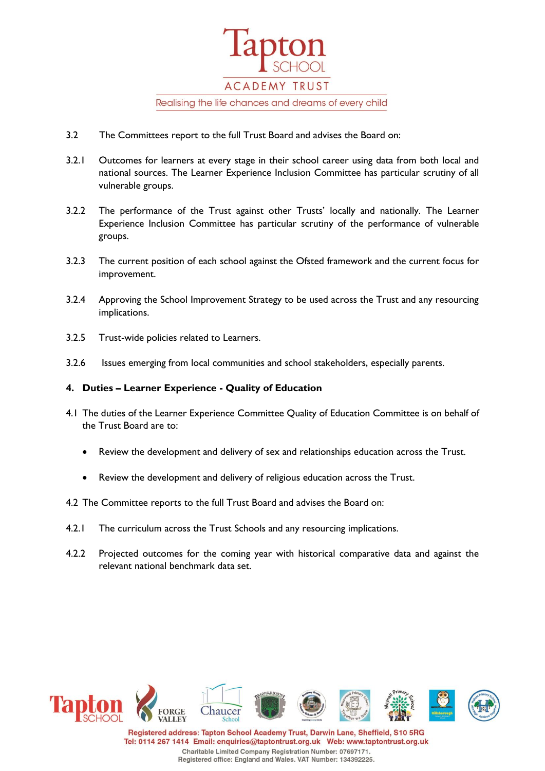3.2 The Committees report to the full Trust Board and advises the Board on:

3.2.1 Outcomes for learners at every stage in their school career using data from both local and national sources. The Learner Experience Inclusion Committee has particular scrutiny of all vulnerable groups.

3.2.2 The performance of the Trust against other Trusts' locally and nationally. The Learner Experience Inclusion Committee has particular scrutiny of the performance of vulnerable groups.

3.2.3 The current position of each school against the Ofsted framework and the current focus for improvement.

3.2.4 Approving the School Improvement Strategy to be used across the Trust and any resourcing implications.

3.2.5 Trust-wide policies related to Learners.

3.2.6 Issues emerging from local communities and school stakeholders, especially parents.

## 4. Duties – Learner Experience - Quality of Education

4.1 The duties of the Learner Experience Committee Quality of Education Committee is on behalf of the Trust Board are to:

- Review the development and delivery of sex and relationships education across the Trust.
- Review the development and delivery of religious education across the Trust.

4.2 The Committee reports to the full Trust Board and advises the Board on:

4.2.1 The curriculum across the Trust Schools and any resourcing implications.

4.2.2 Projected outcomes for the coming year with historical comparative data and against the relevant national benchmark data set.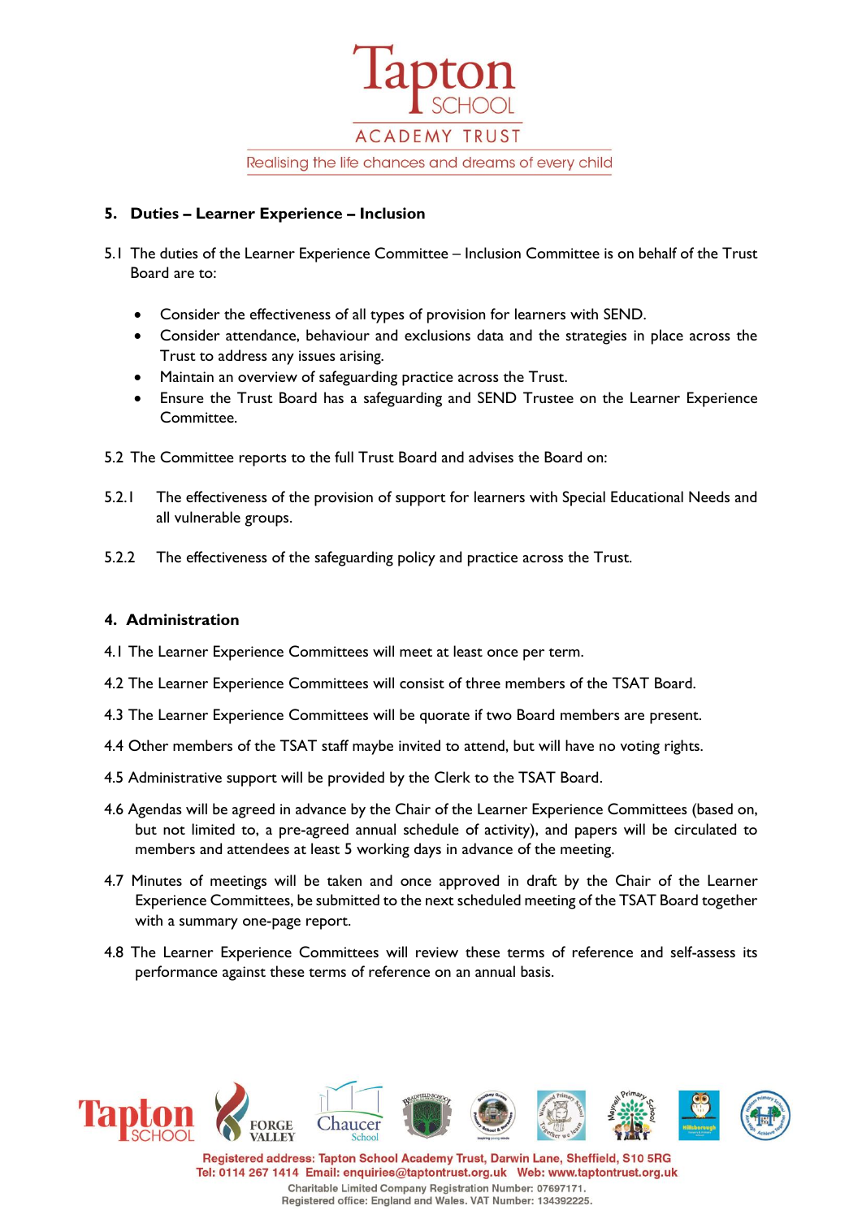## 5. Duties – Learner Experience – Inclusion

5.1 The duties of the Learner Experience Committee – Inclusion Committee is on behalf of the Trust Board are to:

- Consider the effectiveness of all types of provision for learners with SEND.
- Consider attendance, behaviour and exclusions data and the strategies in place across the Trust to address any issues arising.
- Maintain an overview of safeguarding practice across the Trust.
- Ensure the Trust Board has a safeguarding and SEND Trustee on the Learner Experience Committee.

5.2 The Committee reports to the full Trust Board and advises the Board on:

5.2.1 The effectiveness of the provision of support for learners with Special Educational Needs and all vulnerable groups.

5.2.2 The effectiveness of the safeguarding policy and practice across the Trust.

## 4. Administration

4.1 The Learner Experience Committees will meet at least once per term.

4.2 The Learner Experience Committees will consist of three members of the TSAT Board.

4.3 The Learner Experience Committees will be quorate if two Board members are present.

4.4 Other members of the TSAT staff maybe invited to attend, but will have no voting rights.

4.5 Administrative support will be provided by the Clerk to the TSAT Board.

4.6 Agendas will be agreed in advance by the Chair of the Learner Experience Committees (based on, but not limited to, a pre-agreed annual schedule of activity), and papers will be circulated to members and attendees at least 5 working days in advance of the meeting.

4.7 Minutes of meetings will be taken and once approved in draft by the Chair of the Learner Experience Committees, be submitted to the next scheduled meeting of the TSAT Board together with a summary one-page report.

4.8 The Learner Experience Committees will review these terms of reference and self-assess its performance against these terms of reference on an annual basis.